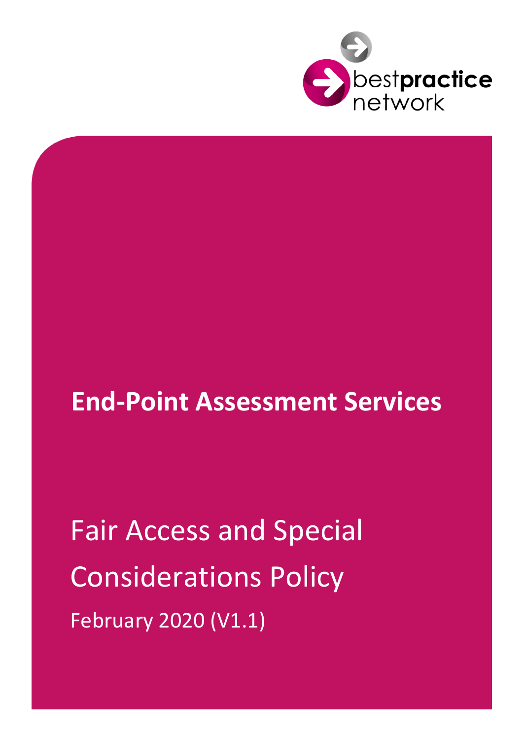bestpractice network

# End-Point Assessment Services

## Fair Access and Special Considerations Policy

February 2020 (V1.1)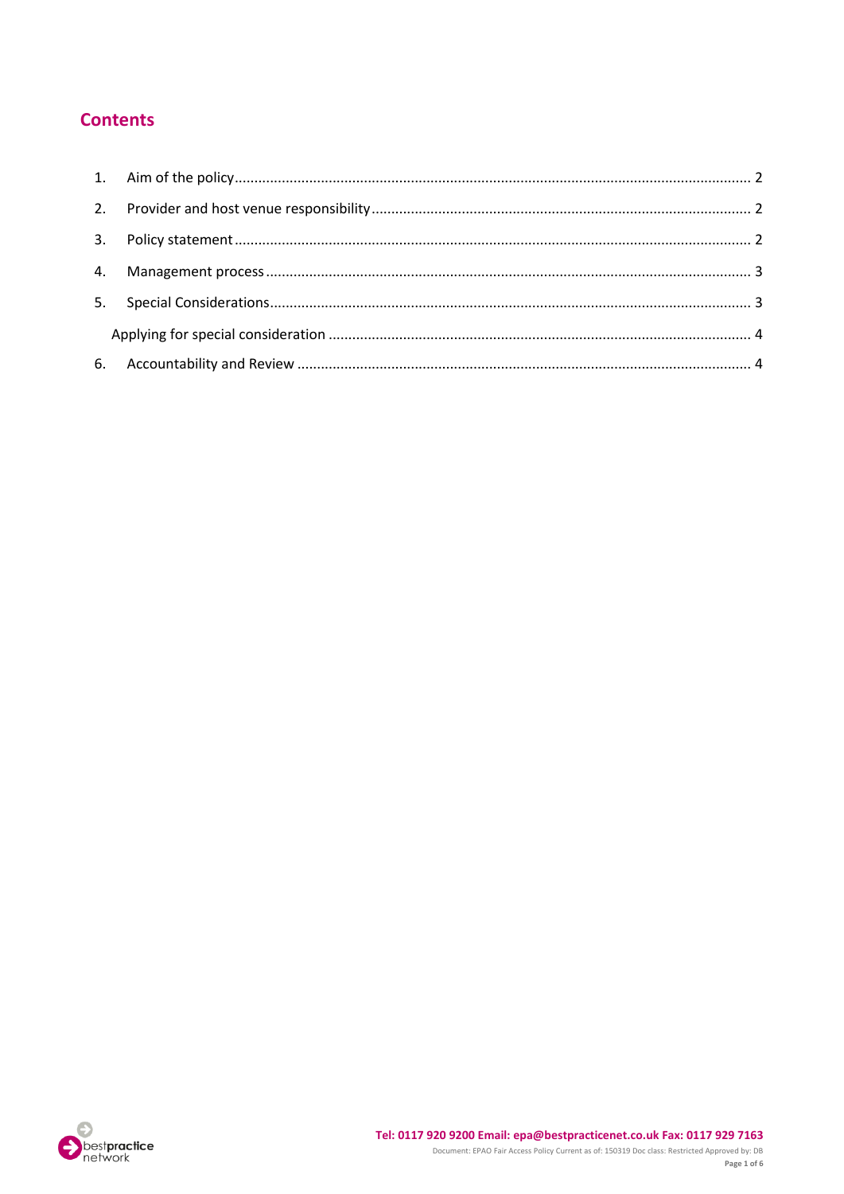# Contents

1. Aim of the policy .................................................................................................................... 2
2. Provider and host venue responsibility ................................................................................ 2
3. Policy statement .................................................................................................................. 2
4. Management process ............................................................................................................ 3
5. Special Considerations .......................................................................................................... 3
   - Applying for special consideration ..................................................................................... 4
6. Accountability and Review .................................................................................................... 4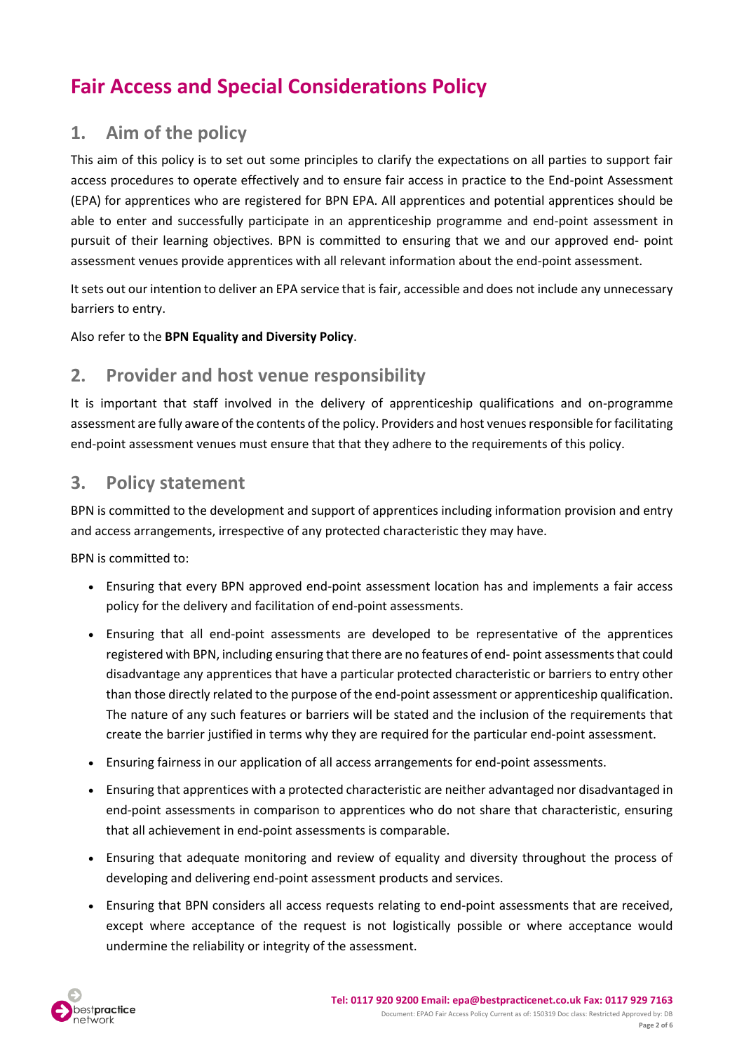# Fair Access and Special Considerations Policy

## 1. Aim of the policy

This aim of this policy is to set out some principles to clarify the expectations on all parties to support fair access procedures to operate effectively and to ensure fair access in practice to the End-point Assessment (EPA) for apprentices who are registered for BPN EPA. All apprentices and potential apprentices should be able to enter and successfully participate in an apprenticeship programme and end-point assessment in pursuit of their learning objectives. BPN is committed to ensuring that we and our approved end- point assessment venues provide apprentices with all relevant information about the end-point assessment.

It sets out our intention to deliver an EPA service that is fair, accessible and does not include any unnecessary barriers to entry.

Also refer to the **BPN Equality and Diversity Policy**.

## 2. Provider and host venue responsibility

It is important that staff involved in the delivery of apprenticeship qualifications and on-programme assessment are fully aware of the contents of the policy. Providers and host venues responsible for facilitating end-point assessment venues must ensure that that they adhere to the requirements of this policy.

## 3. Policy statement

BPN is committed to the development and support of apprentices including information provision and entry and access arrangements, irrespective of any protected characteristic they may have.

BPN is committed to:

- Ensuring that every BPN approved end-point assessment location has and implements a fair access policy for the delivery and facilitation of end-point assessments.
- Ensuring that all end-point assessments are developed to be representative of the apprentices registered with BPN, including ensuring that there are no features of end- point assessments that could disadvantage any apprentices that have a particular protected characteristic or barriers to entry other than those directly related to the purpose of the end-point assessment or apprenticeship qualification. The nature of any such features or barriers will be stated and the inclusion of the requirements that create the barrier justified in terms why they are required for the particular end-point assessment.
- Ensuring fairness in our application of all access arrangements for end-point assessments.
- Ensuring that apprentices with a protected characteristic are neither advantaged nor disadvantaged in end-point assessments in comparison to apprentices who do not share that characteristic, ensuring that all achievement in end-point assessments is comparable.
- Ensuring that adequate monitoring and review of equality and diversity throughout the process of developing and delivering end-point assessment products and services.
- Ensuring that BPN considers all access requests relating to end-point assessments that are received, except where acceptance of the request is not logistically possible or where acceptance would undermine the reliability or integrity of the assessment.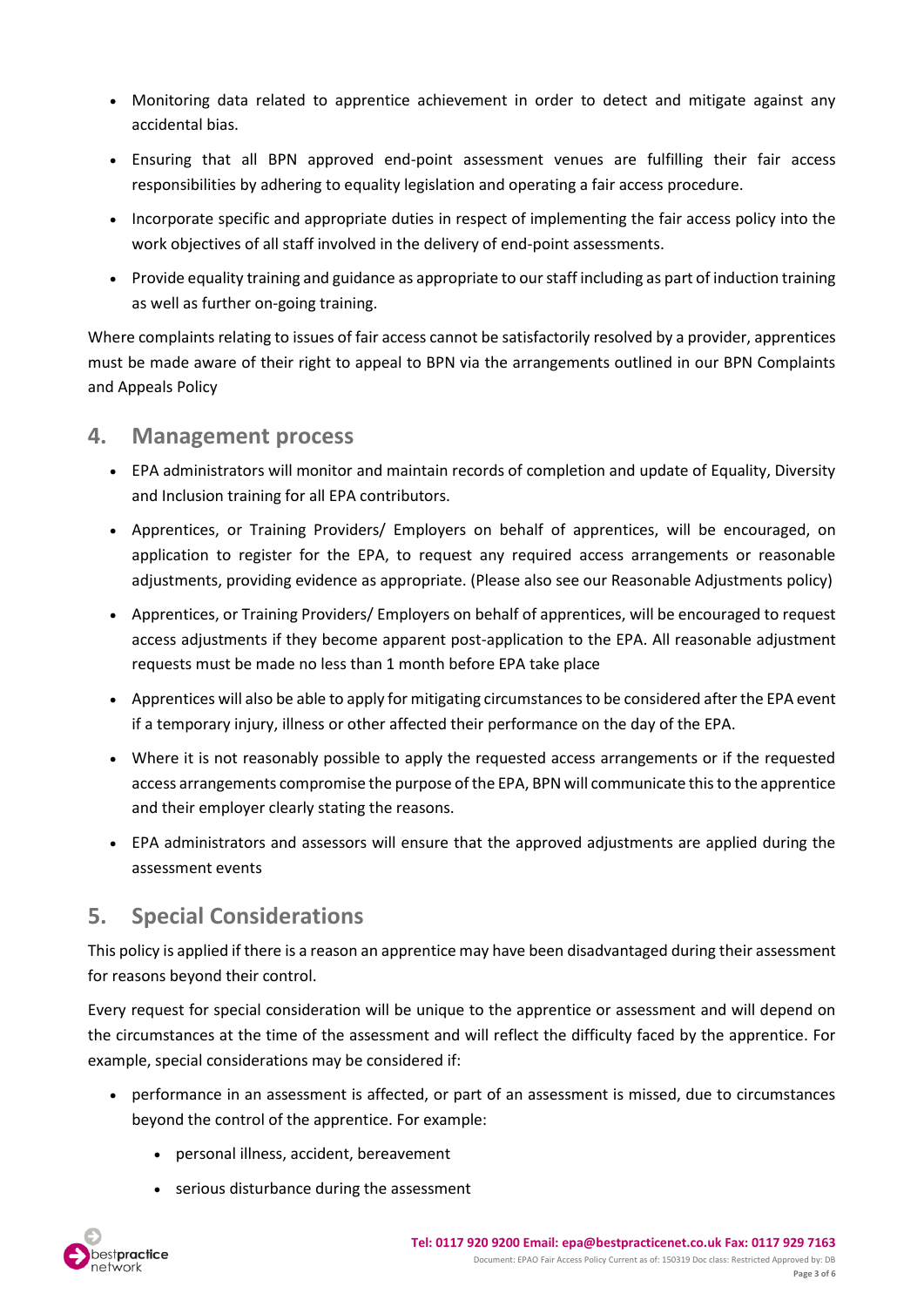- Monitoring data related to apprentice achievement in order to detect and mitigate against any accidental bias.
- Ensuring that all BPN approved end-point assessment venues are fulfilling their fair access responsibilities by adhering to equality legislation and operating a fair access procedure.
- Incorporate specific and appropriate duties in respect of implementing the fair access policy into the work objectives of all staff involved in the delivery of end-point assessments.
- Provide equality training and guidance as appropriate to our staff including as part of induction training as well as further on-going training.

Where complaints relating to issues of fair access cannot be satisfactorily resolved by a provider, apprentices must be made aware of their right to appeal to BPN via the arrangements outlined in our BPN Complaints and Appeals Policy

## 4. Management process

- EPA administrators will monitor and maintain records of completion and update of Equality, Diversity and Inclusion training for all EPA contributors.
- Apprentices, or Training Providers/ Employers on behalf of apprentices, will be encouraged, on application to register for the EPA, to request any required access arrangements or reasonable adjustments, providing evidence as appropriate. (Please also see our Reasonable Adjustments policy)
- Apprentices, or Training Providers/ Employers on behalf of apprentices, will be encouraged to request access adjustments if they become apparent post-application to the EPA. All reasonable adjustment requests must be made no less than 1 month before EPA take place
- Apprentices will also be able to apply for mitigating circumstances to be considered after the EPA event if a temporary injury, illness or other affected their performance on the day of the EPA.
- Where it is not reasonably possible to apply the requested access arrangements or if the requested access arrangements compromise the purpose of the EPA, BPN will communicate this to the apprentice and their employer clearly stating the reasons.
- EPA administrators and assessors will ensure that the approved adjustments are applied during the assessment events

## 5. Special Considerations

This policy is applied if there is a reason an apprentice may have been disadvantaged during their assessment for reasons beyond their control.

Every request for special consideration will be unique to the apprentice or assessment and will depend on the circumstances at the time of the assessment and will reflect the difficulty faced by the apprentice. For example, special considerations may be considered if:

- performance in an assessment is affected, or part of an assessment is missed, due to circumstances beyond the control of the apprentice. For example:
  - personal illness, accident, bereavement
  - serious disturbance during the assessment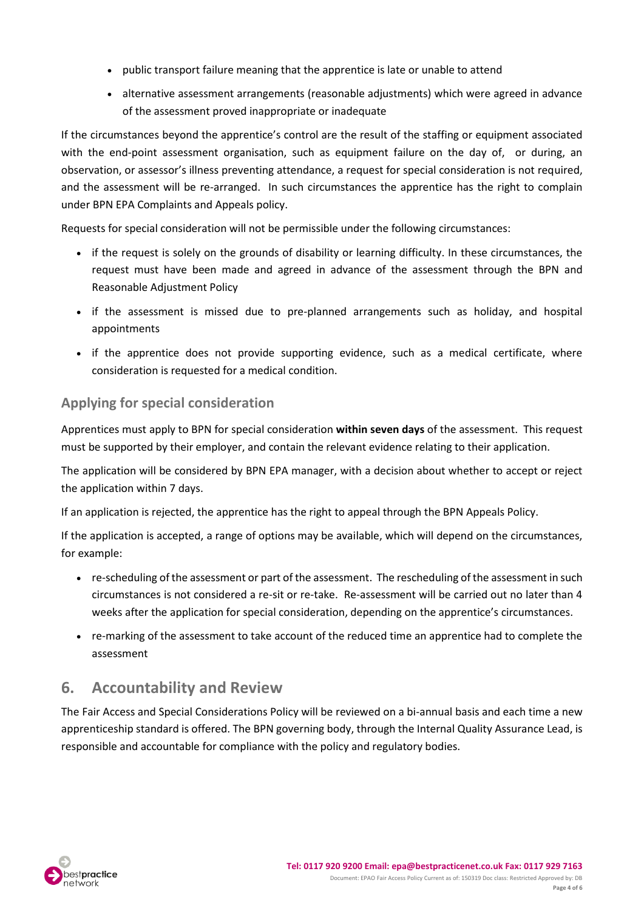- public transport failure meaning that the apprentice is late or unable to attend
- alternative assessment arrangements (reasonable adjustments) which were agreed in advance of the assessment proved inappropriate or inadequate

If the circumstances beyond the apprentice's control are the result of the staffing or equipment associated with the end-point assessment organisation, such as equipment failure on the day of, or during, an observation, or assessor's illness preventing attendance, a request for special consideration is not required, and the assessment will be re-arranged. In such circumstances the apprentice has the right to complain under BPN EPA Complaints and Appeals policy.

Requests for special consideration will not be permissible under the following circumstances:

- if the request is solely on the grounds of disability or learning difficulty. In these circumstances, the request must have been made and agreed in advance of the assessment through the BPN and Reasonable Adjustment Policy
- if the assessment is missed due to pre-planned arrangements such as holiday, and hospital appointments
- if the apprentice does not provide supporting evidence, such as a medical certificate, where consideration is requested for a medical condition.

### Applying for special consideration

Apprentices must apply to BPN for special consideration **within seven days** of the assessment. This request must be supported by their employer, and contain the relevant evidence relating to their application.

The application will be considered by BPN EPA manager, with a decision about whether to accept or reject the application within 7 days.

If an application is rejected, the apprentice has the right to appeal through the BPN Appeals Policy.

If the application is accepted, a range of options may be available, which will depend on the circumstances, for example:

- re-scheduling of the assessment or part of the assessment. The rescheduling of the assessment in such circumstances is not considered a re-sit or re-take. Re-assessment will be carried out no later than 4 weeks after the application for special consideration, depending on the apprentice's circumstances.
- re-marking of the assessment to take account of the reduced time an apprentice had to complete the assessment

## 6. Accountability and Review

The Fair Access and Special Considerations Policy will be reviewed on a bi-annual basis and each time a new apprenticeship standard is offered. The BPN governing body, through the Internal Quality Assurance Lead, is responsible and accountable for compliance with the policy and regulatory bodies.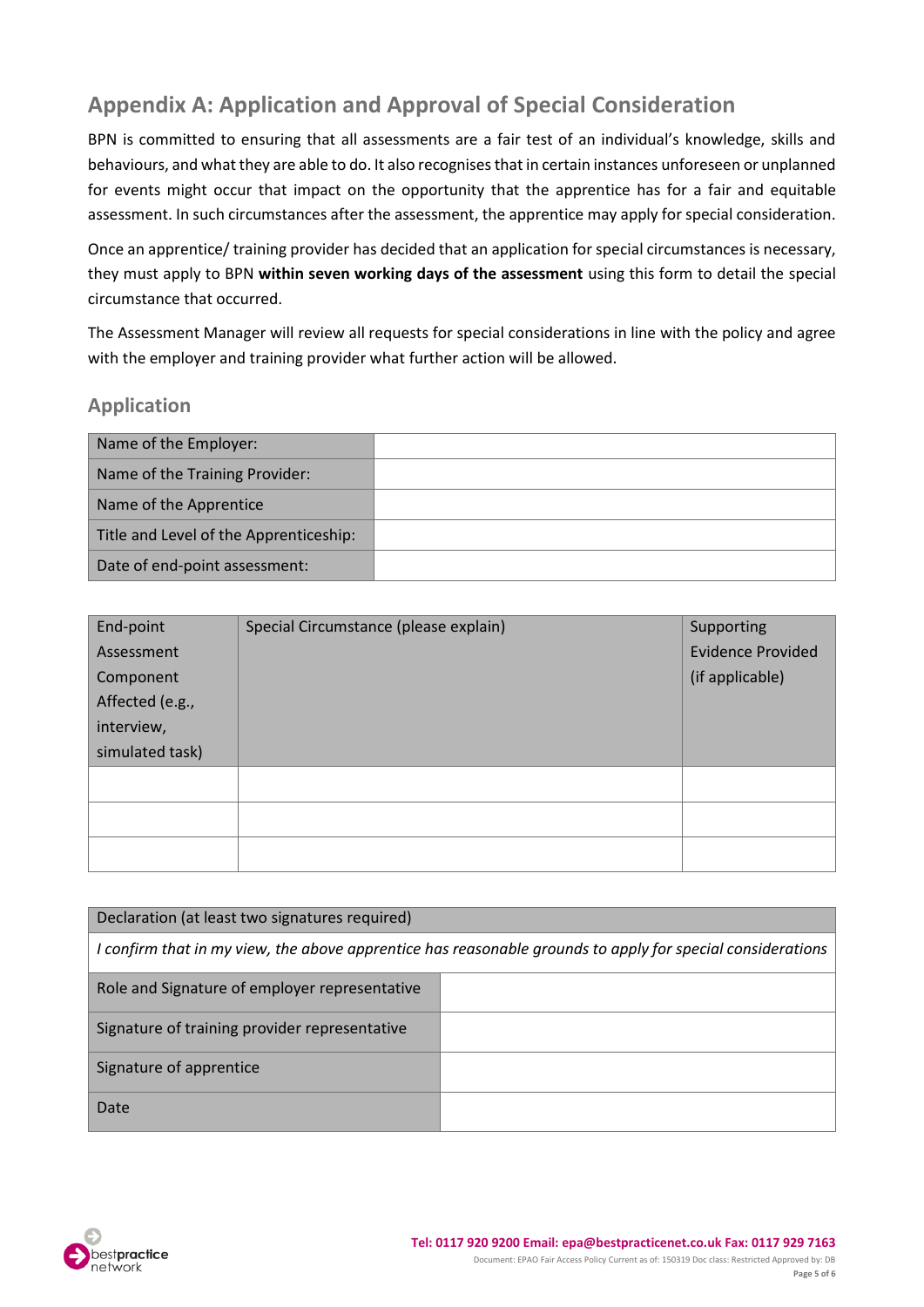## Appendix A: Application and Approval of Special Consideration

BPN is committed to ensuring that all assessments are a fair test of an individual's knowledge, skills and behaviours, and what they are able to do. It also recognises that in certain instances unforeseen or unplanned for events might occur that impact on the opportunity that the apprentice has for a fair and equitable assessment. In such circumstances after the assessment, the apprentice may apply for special consideration.

Once an apprentice/ training provider has decided that an application for special circumstances is necessary, they must apply to BPN **within seven working days of the assessment** using this form to detail the special circumstance that occurred.

The Assessment Manager will review all requests for special considerations in line with the policy and agree with the employer and training provider what further action will be allowed.

### Application

| | |
|---|---|
| Name of the Employer: | |
| Name of the Training Provider: | |
| Name of the Apprentice | |
| Title and Level of the Apprenticeship: | |
| Date of end-point assessment: | |

| End-point Assessment Component Affected (e.g., interview, simulated task) | Special Circumstance (please explain) | Supporting Evidence Provided (if applicable) |
|---|---|---|
| | | |
| | | |
| | | |

| Declaration (at least two signatures required) | |
|---|---|
| *I confirm that in my view, the above apprentice has reasonable grounds to apply for special considerations* | |
| Role and Signature of employer representative | |
| Signature of training provider representative | |
| Signature of apprentice | |
| Date | |

**Tel: 0117 920 9200 Email: epa@bestpracticenet.co.uk Fax: 0117 929 7163**

Document: EPAO Fair Access Policy Current as of: 150319 Doc class: Restricted Approved by: DB